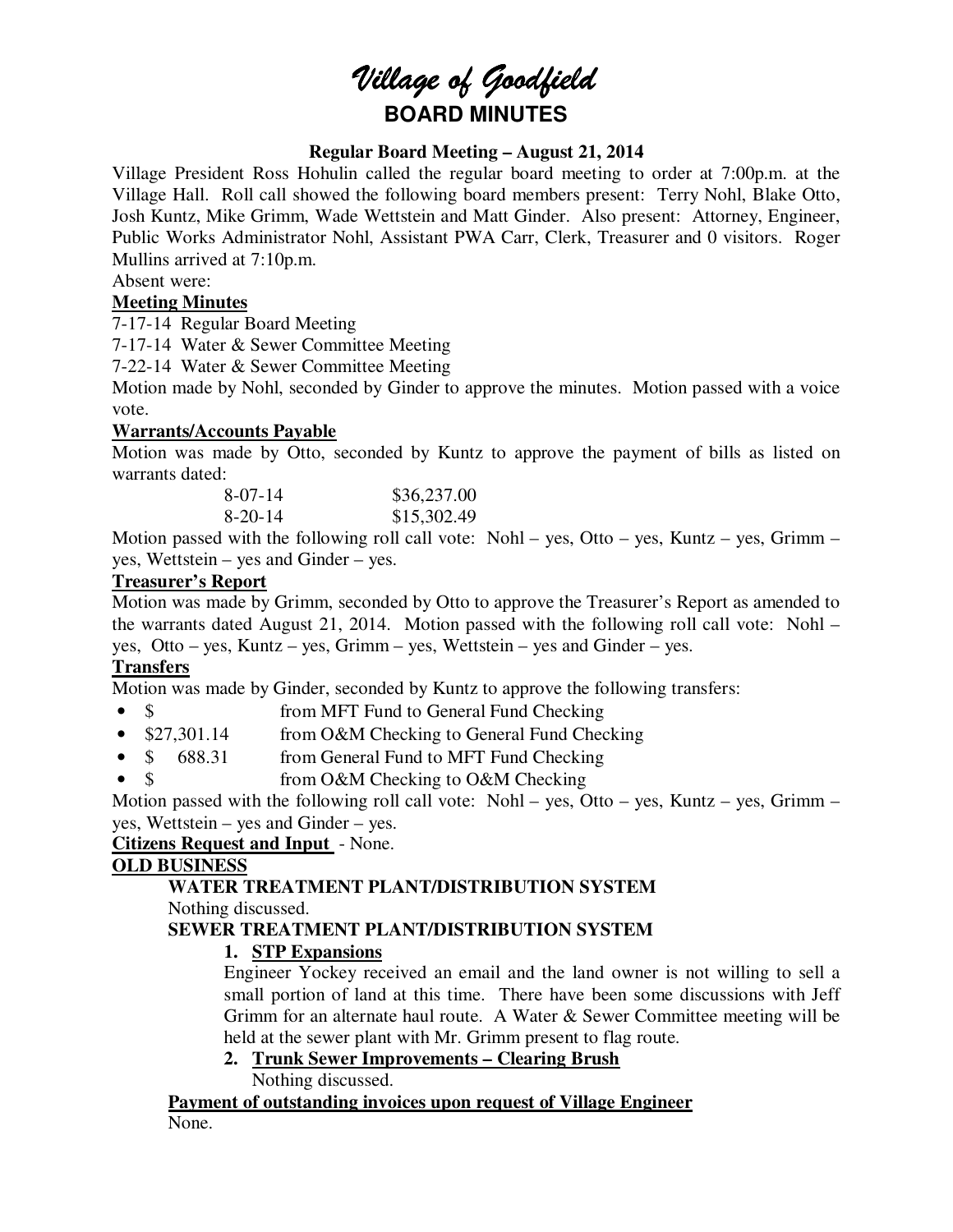# *Village of Goodfield*

## BOARD MINUTES

**Regular Board Meeting – August 21, 2014**

Village President Ross Hohulin called the regular board meeting to order at 7:00p.m. at the Village Hall. Roll call showed the following board members present: Terry Nohl, Blake Otto, Josh Kuntz, Mike Grimm, Wade Wettstein and Matt Ginder. Also present: Attorney, Engineer, Public Works Administrator Nohl, Assistant PWA Carr, Clerk, Treasurer and 0 visitors. Roger Mullins arrived at 7:10p.m.

Absent were:

**Meeting Minutes**

7-17-14 Regular Board Meeting

7-17-14 Water & Sewer Committee Meeting

7-22-14 Water & Sewer Committee Meeting

Motion made by Nohl, seconded by Ginder to approve the minutes. Motion passed with a voice vote.

**Warrants/Accounts Payable**

Motion was made by Otto, seconded by Kuntz to approve the payment of bills as listed on warrants dated:

| | |
|---|---|
| 8-07-14 | $36,237.00 |
| 8-20-14 | $15,302.49 |

Motion passed with the following roll call vote: Nohl – yes, Otto – yes, Kuntz – yes, Grimm – yes, Wettstein – yes and Ginder – yes.

**Treasurer's Report**

Motion was made by Grimm, seconded by Otto to approve the Treasurer's Report as amended to the warrants dated August 21, 2014. Motion passed with the following roll call vote: Nohl – yes, Otto – yes, Kuntz – yes, Grimm – yes, Wettstein – yes and Ginder – yes.

**Transfers**

Motion was made by Ginder, seconded by Kuntz to approve the following transfers:

- $ from MFT Fund to General Fund Checking
- $27,301.14 from O&M Checking to General Fund Checking
- $ 688.31 from General Fund to MFT Fund Checking
- $ from O&M Checking to O&M Checking

Motion passed with the following roll call vote: Nohl – yes, Otto – yes, Kuntz – yes, Grimm – yes, Wettstein – yes and Ginder – yes.

**Citizens Request and Input** - None.

**OLD BUSINESS**

**WATER TREATMENT PLANT/DISTRIBUTION SYSTEM**

Nothing discussed.

**SEWER TREATMENT PLANT/DISTRIBUTION SYSTEM**

1. **STP Expansions**

   Engineer Yockey received an email and the land owner is not willing to sell a small portion of land at this time. There have been some discussions with Jeff Grimm for an alternate haul route. A Water & Sewer Committee meeting will be held at the sewer plant with Mr. Grimm present to flag route.

2. **Trunk Sewer Improvements – Clearing Brush**

   Nothing discussed.

**Payment of outstanding invoices upon request of Village Engineer**

None.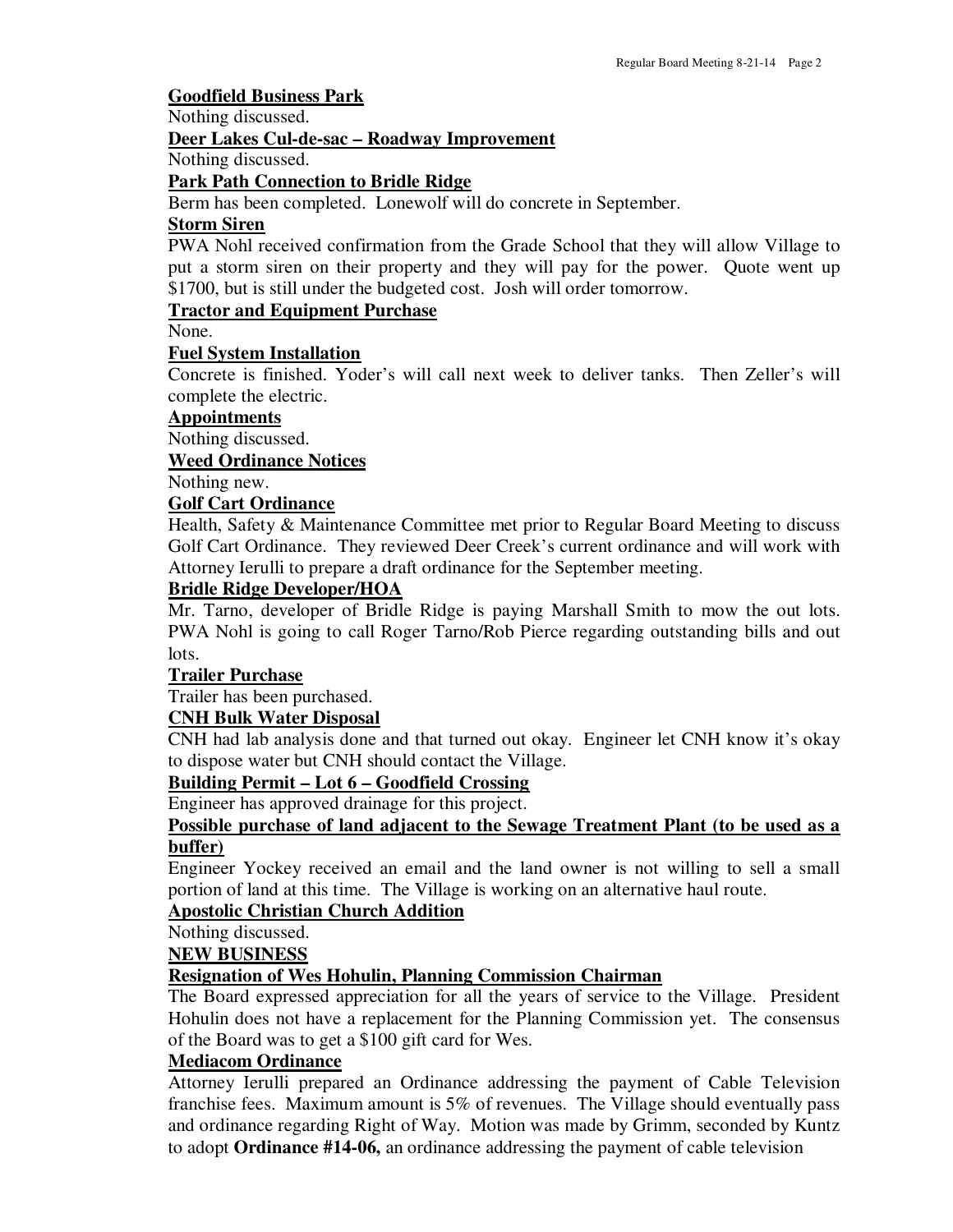**Goodfield Business Park**

Nothing discussed.

**Deer Lakes Cul-de-sac – Roadway Improvement**

Nothing discussed.

**Park Path Connection to Bridle Ridge**

Berm has been completed. Lonewolf will do concrete in September.

**Storm Siren**

PWA Nohl received confirmation from the Grade School that they will allow Village to put a storm siren on their property and they will pay for the power. Quote went up $1700, but is still under the budgeted cost. Josh will order tomorrow.

**Tractor and Equipment Purchase**

None.

**Fuel System Installation**

Concrete is finished. Yoder's will call next week to deliver tanks. Then Zeller's will complete the electric.

**Appointments**

Nothing discussed.

**Weed Ordinance Notices**

Nothing new.

**Golf Cart Ordinance**

Health, Safety & Maintenance Committee met prior to Regular Board Meeting to discuss Golf Cart Ordinance. They reviewed Deer Creek's current ordinance and will work with Attorney Ierulli to prepare a draft ordinance for the September meeting.

**Bridle Ridge Developer/HOA**

Mr. Tarno, developer of Bridle Ridge is paying Marshall Smith to mow the out lots. PWA Nohl is going to call Roger Tarno/Rob Pierce regarding outstanding bills and out lots.

**Trailer Purchase**

Trailer has been purchased.

**CNH Bulk Water Disposal**

CNH had lab analysis done and that turned out okay. Engineer let CNH know it's okay to dispose water but CNH should contact the Village.

**Building Permit – Lot 6 – Goodfield Crossing**

Engineer has approved drainage for this project.

**Possible purchase of land adjacent to the Sewage Treatment Plant (to be used as a buffer)**

Engineer Yockey received an email and the land owner is not willing to sell a small portion of land at this time. The Village is working on an alternative haul route.

**Apostolic Christian Church Addition**

Nothing discussed.

**NEW BUSINESS**

**Resignation of Wes Hohulin, Planning Commission Chairman**

The Board expressed appreciation for all the years of service to the Village. President Hohulin does not have a replacement for the Planning Commission yet. The consensus of the Board was to get a $100 gift card for Wes.

**Mediacom Ordinance**

Attorney Ierulli prepared an Ordinance addressing the payment of Cable Television franchise fees. Maximum amount is 5% of revenues. The Village should eventually pass and ordinance regarding Right of Way. Motion was made by Grimm, seconded by Kuntz to adopt **Ordinance #14-06,** an ordinance addressing the payment of cable television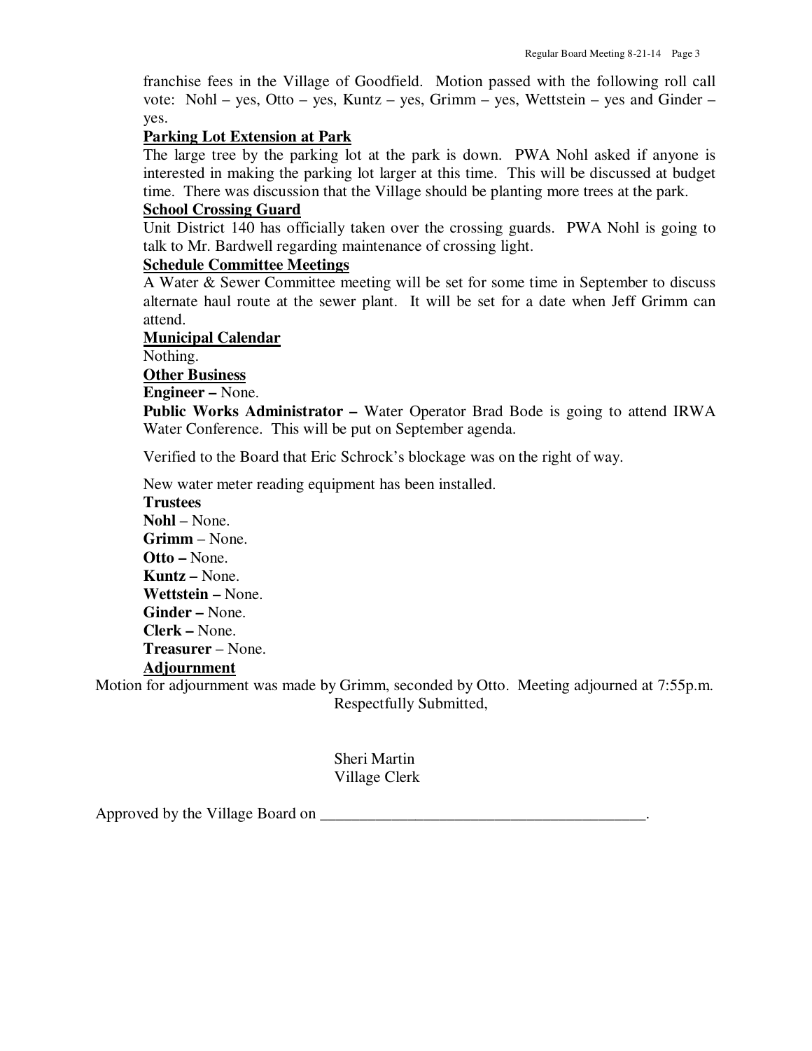franchise fees in the Village of Goodfield. Motion passed with the following roll call vote: Nohl – yes, Otto – yes, Kuntz – yes, Grimm – yes, Wettstein – yes and Ginder – yes.

**Parking Lot Extension at Park**

The large tree by the parking lot at the park is down. PWA Nohl asked if anyone is interested in making the parking lot larger at this time. This will be discussed at budget time. There was discussion that the Village should be planting more trees at the park.

**School Crossing Guard**

Unit District 140 has officially taken over the crossing guards. PWA Nohl is going to talk to Mr. Bardwell regarding maintenance of crossing light.

**Schedule Committee Meetings**

A Water & Sewer Committee meeting will be set for some time in September to discuss alternate haul route at the sewer plant. It will be set for a date when Jeff Grimm can attend.

**Municipal Calendar**

Nothing.

**Other Business**

**Engineer –** None.

**Public Works Administrator –** Water Operator Brad Bode is going to attend IRWA Water Conference. This will be put on September agenda.

Verified to the Board that Eric Schrock's blockage was on the right of way.

New water meter reading equipment has been installed.

**Trustees**

**Nohl** – None.
**Grimm** – None.
**Otto –** None.
**Kuntz –** None.
**Wettstein –** None.
**Ginder –** None.
**Clerk –** None.
**Treasurer** – None.

**Adjournment**

Motion for adjournment was made by Grimm, seconded by Otto. Meeting adjourned at 7:55p.m.

Respectfully Submitted,

Sheri Martin
Village Clerk

Approved by the Village Board on ________________________________________.